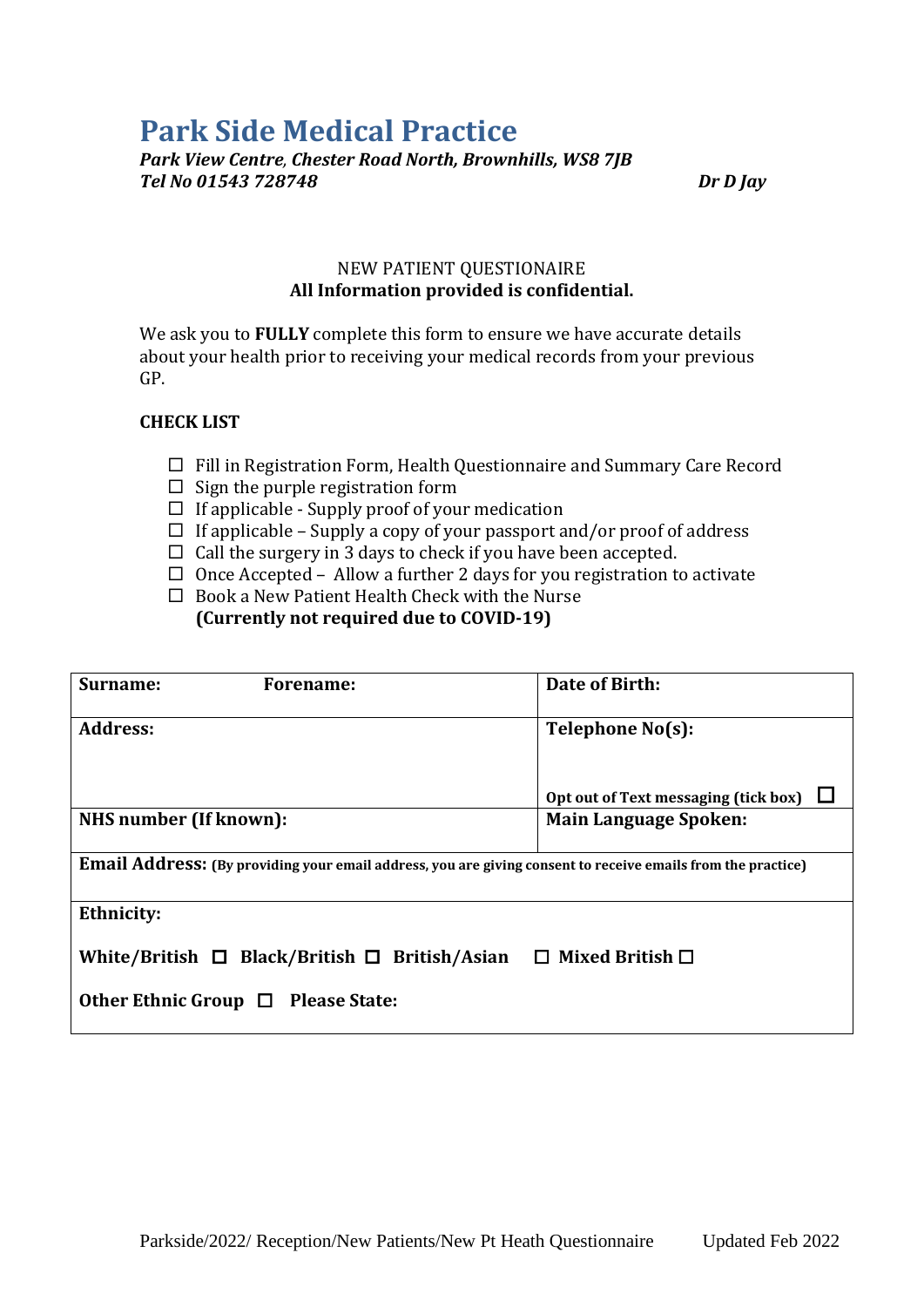# Park Side Medical Practice

***Park View Centre, Chester Road North, Brownhills, WS8 7JB***
***Tel No 01543 728748*** ***Dr D Jay***

NEW PATIENT QUESTIONAIRE
**All Information provided is confidential.**

We ask you to **FULLY** complete this form to ensure we have accurate details about your health prior to receiving your medical records from your previous GP.

**CHECK LIST**

- ☐ Fill in Registration Form, Health Questionnaire and Summary Care Record
- ☐ Sign the purple registration form
- ☐ If applicable - Supply proof of your medication
- ☐ If applicable – Supply a copy of your passport and/or proof of address
- ☐ Call the surgery in 3 days to check if you have been accepted.
- ☐ Once Accepted – Allow a further 2 days for you registration to activate
- ☐ Book a New Patient Health Check with the Nurse
  **(Currently not required due to COVID-19)**

| **Surname:** **Forename:** | **Date of Birth:** |
|---|---|
| **Address:** | **Telephone No(s):**<br><br>**Opt out of Text messaging (tick box)** ☐ |
| **NHS number (If known):** | **Main Language Spoken:** |
| **Email Address:** **(By providing your email address, you are giving consent to receive emails from the practice)** | |
| **Ethnicity:**<br><br>**White/British** ☐ **Black/British** ☐ **British/Asian** ☐ **Mixed British** ☐<br><br>**Other Ethnic Group** ☐ **Please State:** | |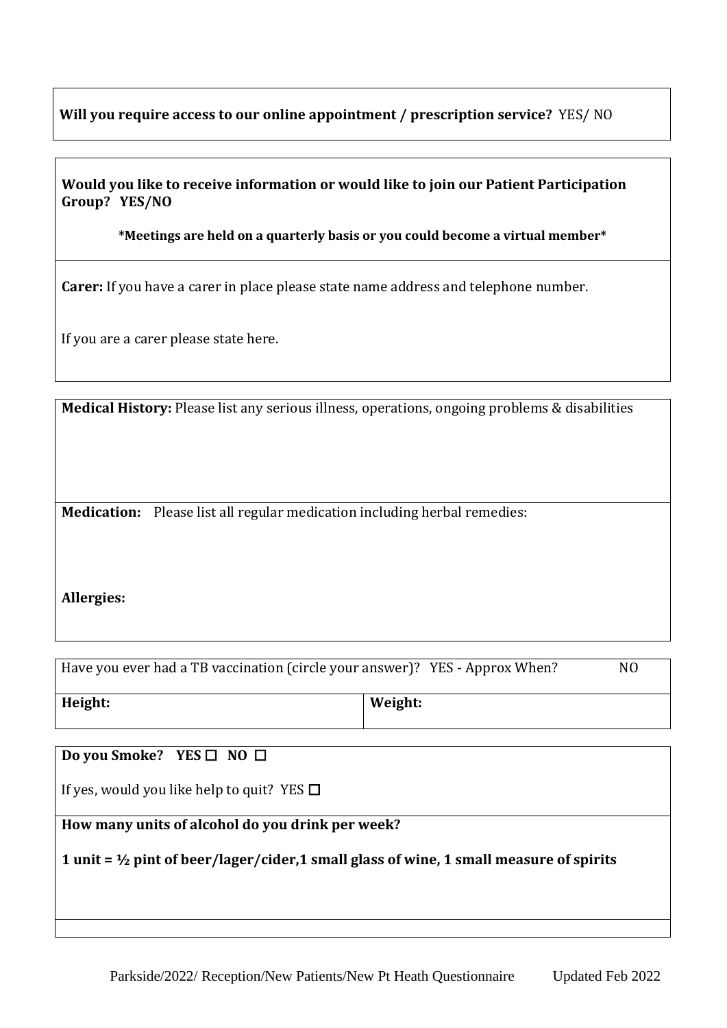**Will you require access to our online appointment / prescription service?** YES/ NO

**Would you like to receive information or would like to join our Patient Participation Group? YES/NO**

**\*Meetings are held on a quarterly basis or you could become a virtual member\***

**Carer:** If you have a carer in place please state name address and telephone number.

If you are a carer please state here.

**Medical History:** Please list any serious illness, operations, ongoing problems & disabilities

**Medication:** Please list all regular medication including herbal remedies:

**Allergies:**

Have you ever had a TB vaccination (circle your answer)? YES - Approx When? NO

| **Height:** | **Weight:** |
|---|---|

**Do you Smoke? YES ☐ NO ☐**

If yes, would you like help to quit? YES ☐

**How many units of alcohol do you drink per week?**

**1 unit = ½ pint of beer/lager/cider,1 small glass of wine, 1 small measure of spirits**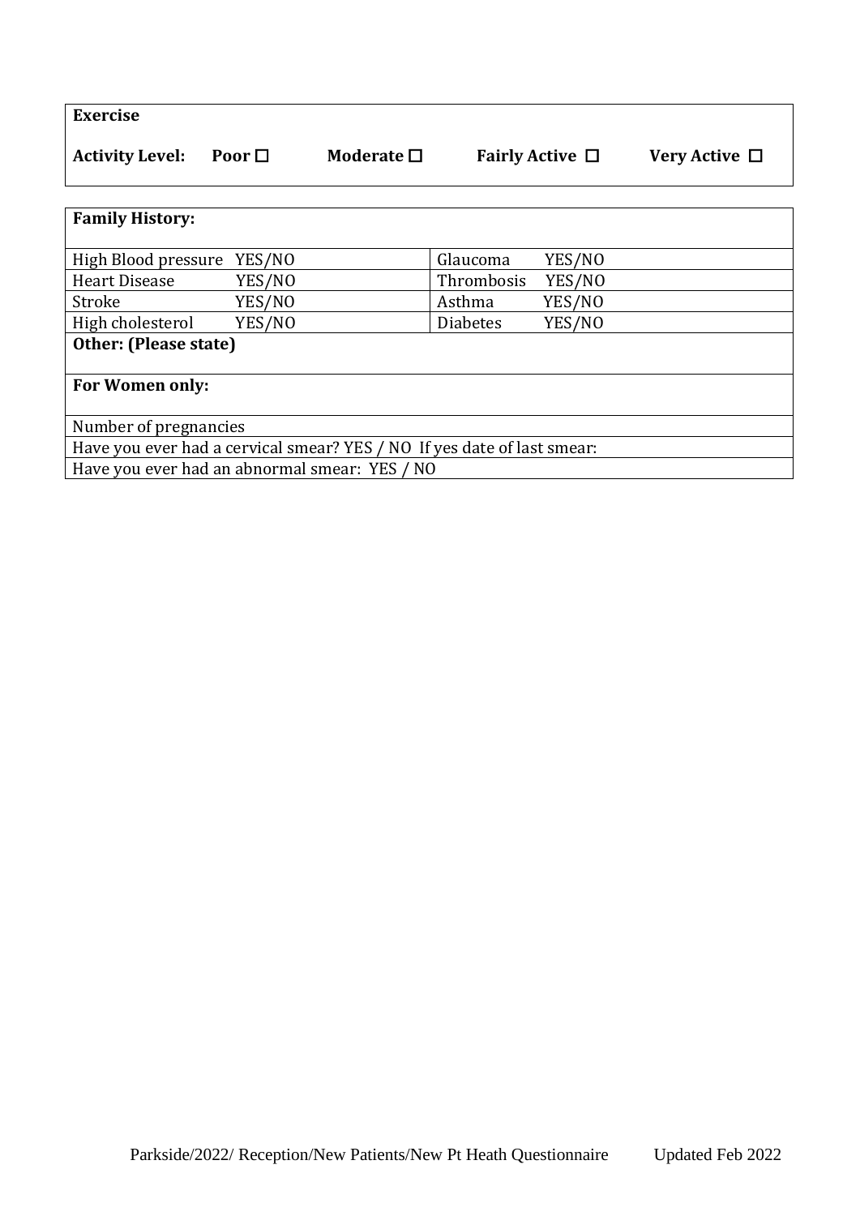**Exercise**

**Activity Level:** **Poor ☐** **Moderate ☐** **Fairly Active ☐** **Very Active ☐**

**Family History:**

| | |
|---|---|
| High Blood pressure YES/NO | Glaucoma YES/NO |
| Heart Disease YES/NO | Thrombosis YES/NO |
| Stroke YES/NO | Asthma YES/NO |
| High cholesterol YES/NO | Diabetes YES/NO |

**Other: (Please state)**

**For Women only:**

Number of pregnancies

Have you ever had a cervical smear? YES / NO If yes date of last smear:

Have you ever had an abnormal smear: YES / NO